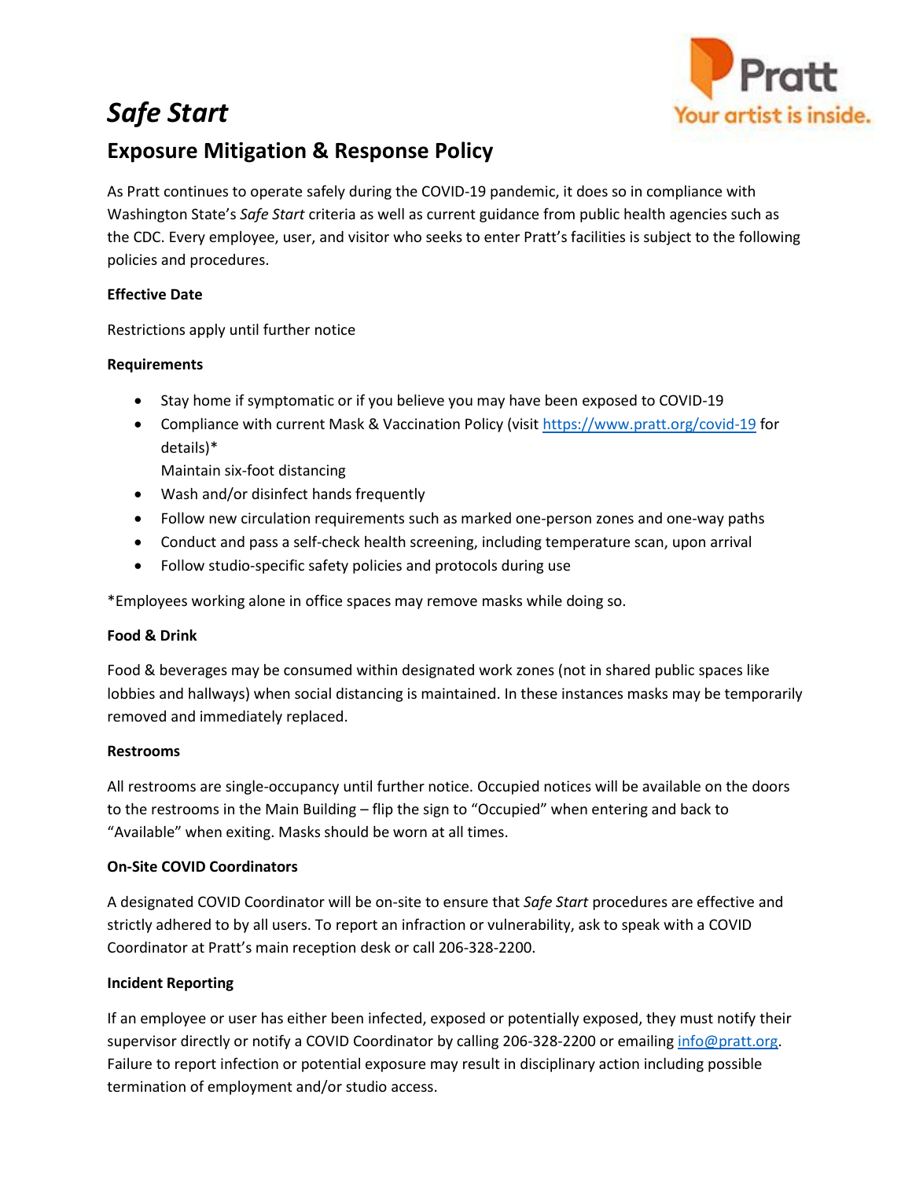# *Safe Start*

## Exposure Mitigation & Response Policy

As Pratt continues to operate safely during the COVID-19 pandemic, it does so in compliance with Washington State's *Safe Start* criteria as well as current guidance from public health agencies such as the CDC. Every employee, user, and visitor who seeks to enter Pratt's facilities is subject to the following policies and procedures.

**Effective Date**

Restrictions apply until further notice

**Requirements**

- Stay home if symptomatic or if you believe you may have been exposed to COVID-19
- Compliance with current Mask & Vaccination Policy (visit https://www.pratt.org/covid-19 for details)*
  Maintain six-foot distancing
- Wash and/or disinfect hands frequently
- Follow new circulation requirements such as marked one-person zones and one-way paths
- Conduct and pass a self-check health screening, including temperature scan, upon arrival
- Follow studio-specific safety policies and protocols during use

*Employees working alone in office spaces may remove masks while doing so.

**Food & Drink**

Food & beverages may be consumed within designated work zones (not in shared public spaces like lobbies and hallways) when social distancing is maintained. In these instances masks may be temporarily removed and immediately replaced.

**Restrooms**

All restrooms are single-occupancy until further notice. Occupied notices will be available on the doors to the restrooms in the Main Building – flip the sign to "Occupied" when entering and back to "Available" when exiting. Masks should be worn at all times.

**On-Site COVID Coordinators**

A designated COVID Coordinator will be on-site to ensure that *Safe Start* procedures are effective and strictly adhered to by all users. To report an infraction or vulnerability, ask to speak with a COVID Coordinator at Pratt's main reception desk or call 206-328-2200.

**Incident Reporting**

If an employee or user has either been infected, exposed or potentially exposed, they must notify their supervisor directly or notify a COVID Coordinator by calling 206-328-2200 or emailing info@pratt.org. Failure to report infection or potential exposure may result in disciplinary action including possible termination of employment and/or studio access.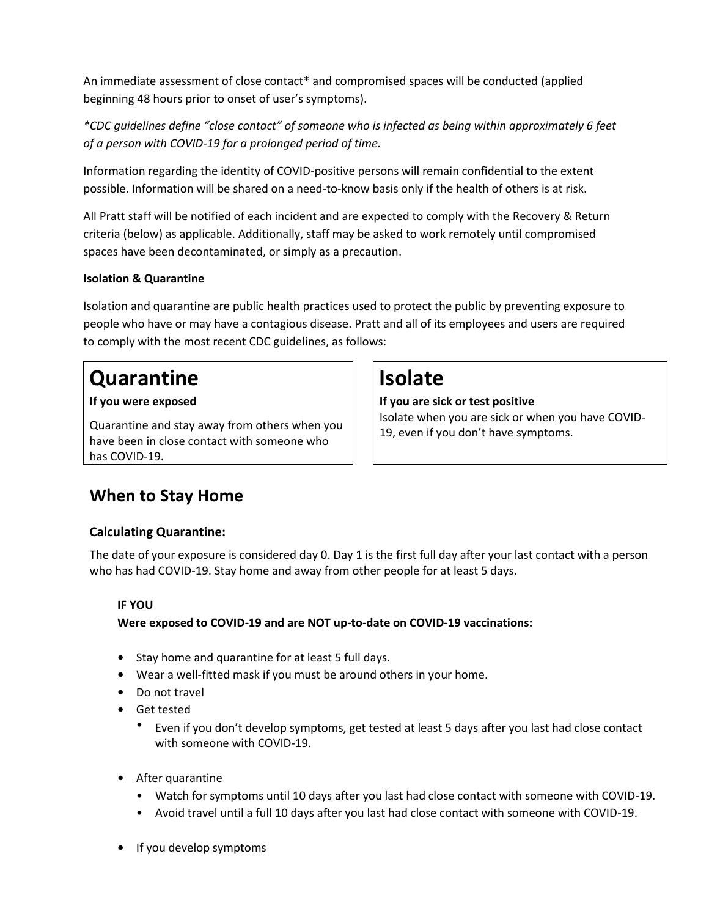An immediate assessment of close contact* and compromised spaces will be conducted (applied beginning 48 hours prior to onset of user's symptoms).

*\*CDC guidelines define "close contact" of someone who is infected as being within approximately 6 feet of a person with COVID-19 for a prolonged period of time.*

Information regarding the identity of COVID-positive persons will remain confidential to the extent possible. Information will be shared on a need-to-know basis only if the health of others is at risk.

All Pratt staff will be notified of each incident and are expected to comply with the Recovery & Return criteria (below) as applicable. Additionally, staff may be asked to work remotely until compromised spaces have been decontaminated, or simply as a precaution.

**Isolation & Quarantine**

Isolation and quarantine are public health practices used to protect the public by preventing exposure to people who have or may have a contagious disease. Pratt and all of its employees and users are required to comply with the most recent CDC guidelines, as follows:

# Quarantine

**If you were exposed**

Quarantine and stay away from others when you have been in close contact with someone who has COVID-19.

# Isolate

**If you are sick or test positive**

Isolate when you are sick or when you have COVID-19, even if you don't have symptoms.

## When to Stay Home

### Calculating Quarantine:

The date of your exposure is considered day 0. Day 1 is the first full day after your last contact with a person who has had COVID-19. Stay home and away from other people for at least 5 days.

**IF YOU**
**Were exposed to COVID-19 and are NOT up-to-date on COVID-19 vaccinations:**

- Stay home and quarantine for at least 5 full days.
- Wear a well-fitted mask if you must be around others in your home.
- Do not travel
- Get tested
  - Even if you don't develop symptoms, get tested at least 5 days after you last had close contact with someone with COVID-19.
- After quarantine
  - Watch for symptoms until 10 days after you last had close contact with someone with COVID-19.
  - Avoid travel until a full 10 days after you last had close contact with someone with COVID-19.
- If you develop symptoms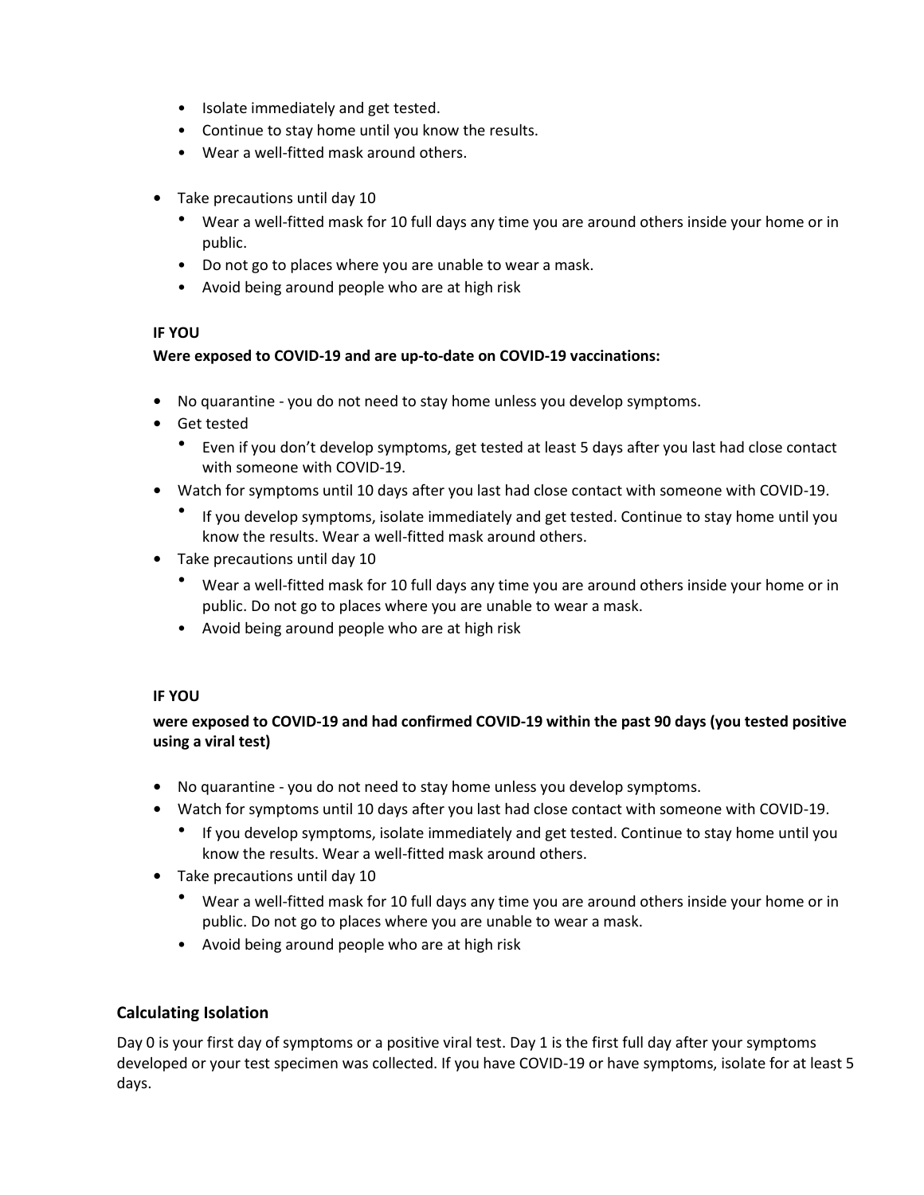- Isolate immediately and get tested.
- Continue to stay home until you know the results.
- Wear a well-fitted mask around others.

- Take precautions until day 10
  - Wear a well-fitted mask for 10 full days any time you are around others inside your home or in public.
  - Do not go to places where you are unable to wear a mask.
  - Avoid being around people who are at high risk

**IF YOU**

**Were exposed to COVID-19 and are up-to-date on COVID-19 vaccinations:**

- No quarantine - you do not need to stay home unless you develop symptoms.
- Get tested
  - Even if you don't develop symptoms, get tested at least 5 days after you last had close contact with someone with COVID-19.
- Watch for symptoms until 10 days after you last had close contact with someone with COVID-19.
  - If you develop symptoms, isolate immediately and get tested. Continue to stay home until you know the results. Wear a well-fitted mask around others.
- Take precautions until day 10
  - Wear a well-fitted mask for 10 full days any time you are around others inside your home or in public. Do not go to places where you are unable to wear a mask.
  - Avoid being around people who are at high risk

**IF YOU**

**were exposed to COVID-19 and had confirmed COVID-19 within the past 90 days (you tested positive using a viral test)**

- No quarantine - you do not need to stay home unless you develop symptoms.
- Watch for symptoms until 10 days after you last had close contact with someone with COVID-19.
  - If you develop symptoms, isolate immediately and get tested. Continue to stay home until you know the results. Wear a well-fitted mask around others.
- Take precautions until day 10
  - Wear a well-fitted mask for 10 full days any time you are around others inside your home or in public. Do not go to places where you are unable to wear a mask.
  - Avoid being around people who are at high risk

## Calculating Isolation

Day 0 is your first day of symptoms or a positive viral test. Day 1 is the first full day after your symptoms developed or your test specimen was collected. If you have COVID-19 or have symptoms, isolate for at least 5 days.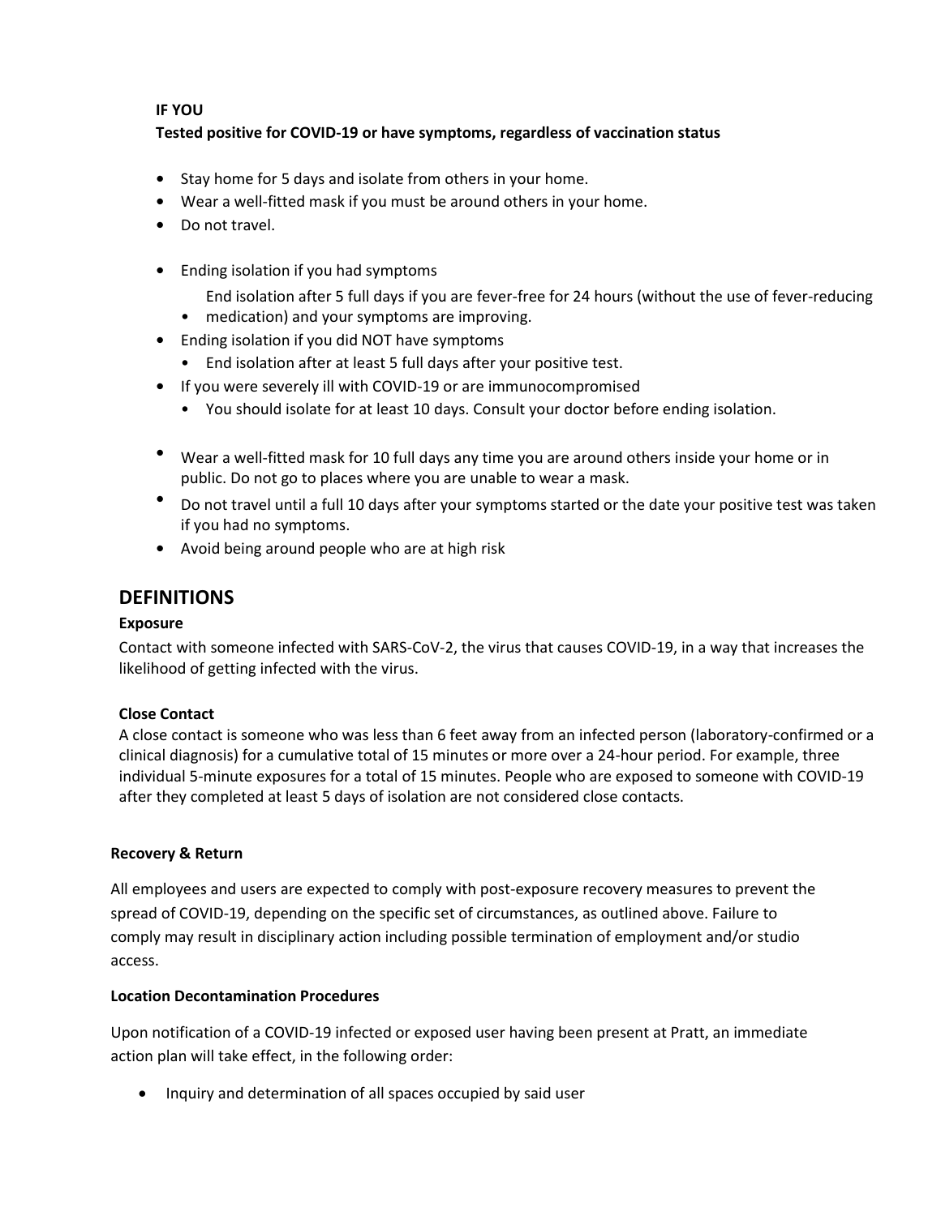**IF YOU**

**Tested positive for COVID-19 or have symptoms, regardless of vaccination status**

- Stay home for 5 days and isolate from others in your home.
- Wear a well-fitted mask if you must be around others in your home.
- Do not travel.

- Ending isolation if you had symptoms
  - End isolation after 5 full days if you are fever-free for 24 hours (without the use of fever-reducing medication) and your symptoms are improving.
- Ending isolation if you did NOT have symptoms
  - End isolation after at least 5 full days after your positive test.
- If you were severely ill with COVID-19 or are immunocompromised
  - You should isolate for at least 10 days. Consult your doctor before ending isolation.

- Wear a well-fitted mask for 10 full days any time you are around others inside your home or in public. Do not go to places where you are unable to wear a mask.
- Do not travel until a full 10 days after your symptoms started or the date your positive test was taken if you had no symptoms.
- Avoid being around people who are at high risk

## DEFINITIONS

**Exposure**

Contact with someone infected with SARS-CoV-2, the virus that causes COVID-19, in a way that increases the likelihood of getting infected with the virus.

**Close Contact**

A close contact is someone who was less than 6 feet away from an infected person (laboratory-confirmed or a clinical diagnosis) for a cumulative total of 15 minutes or more over a 24-hour period. For example, three individual 5-minute exposures for a total of 15 minutes. People who are exposed to someone with COVID-19 after they completed at least 5 days of isolation are not considered close contacts.

**Recovery & Return**

All employees and users are expected to comply with post-exposure recovery measures to prevent the spread of COVID-19, depending on the specific set of circumstances, as outlined above. Failure to comply may result in disciplinary action including possible termination of employment and/or studio access.

**Location Decontamination Procedures**

Upon notification of a COVID-19 infected or exposed user having been present at Pratt, an immediate action plan will take effect, in the following order:

- Inquiry and determination of all spaces occupied by said user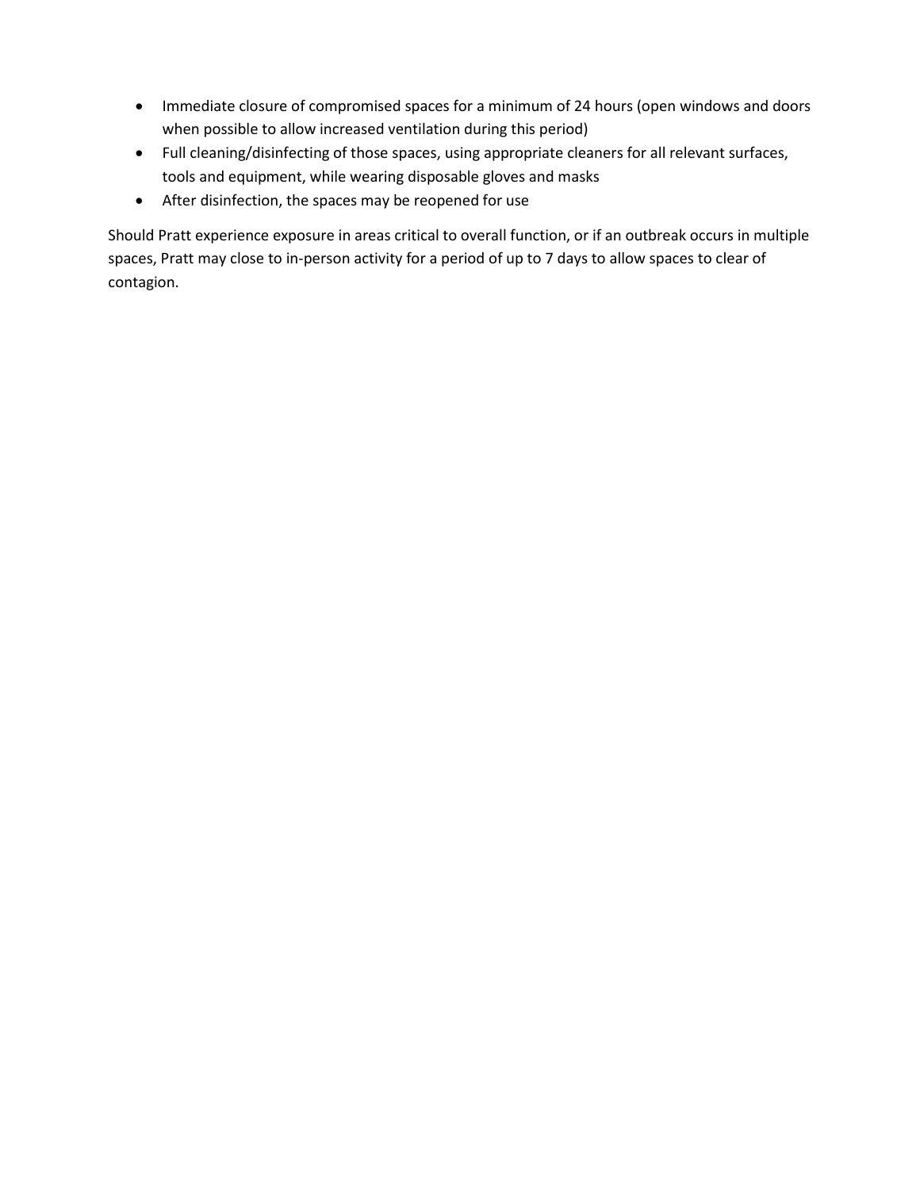- Immediate closure of compromised spaces for a minimum of 24 hours (open windows and doors when possible to allow increased ventilation during this period)
- Full cleaning/disinfecting of those spaces, using appropriate cleaners for all relevant surfaces, tools and equipment, while wearing disposable gloves and masks
- After disinfection, the spaces may be reopened for use

Should Pratt experience exposure in areas critical to overall function, or if an outbreak occurs in multiple spaces, Pratt may close to in-person activity for a period of up to 7 days to allow spaces to clear of contagion.